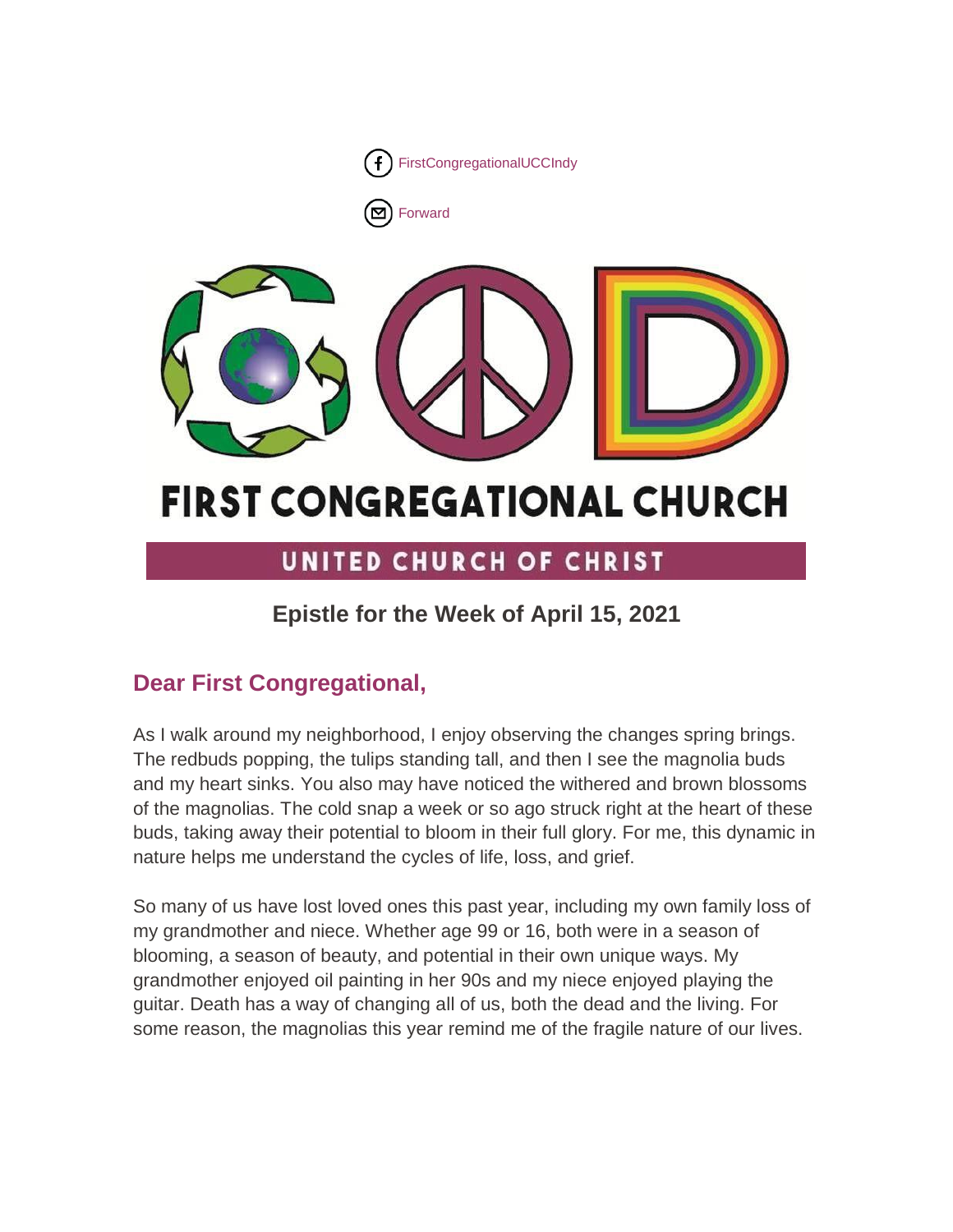FirstCongregationalUCCIndy

Forward

# FIRST CONGREGATIONAL CHURCH

UNITED CHURCH OF CHRIST

### Epistle for the Week of April 15, 2021

## Dear First Congregational,

As I walk around my neighborhood, I enjoy observing the changes spring brings. The redbuds popping, the tulips standing tall, and then I see the magnolia buds and my heart sinks. You also may have noticed the withered and brown blossoms of the magnolias. The cold snap a week or so ago struck right at the heart of these buds, taking away their potential to bloom in their full glory. For me, this dynamic in nature helps me understand the cycles of life, loss, and grief.

So many of us have lost loved ones this past year, including my own family loss of my grandmother and niece. Whether age 99 or 16, both were in a season of blooming, a season of beauty, and potential in their own unique ways. My grandmother enjoyed oil painting in her 90s and my niece enjoyed playing the guitar. Death has a way of changing all of us, both the dead and the living. For some reason, the magnolias this year remind me of the fragile nature of our lives.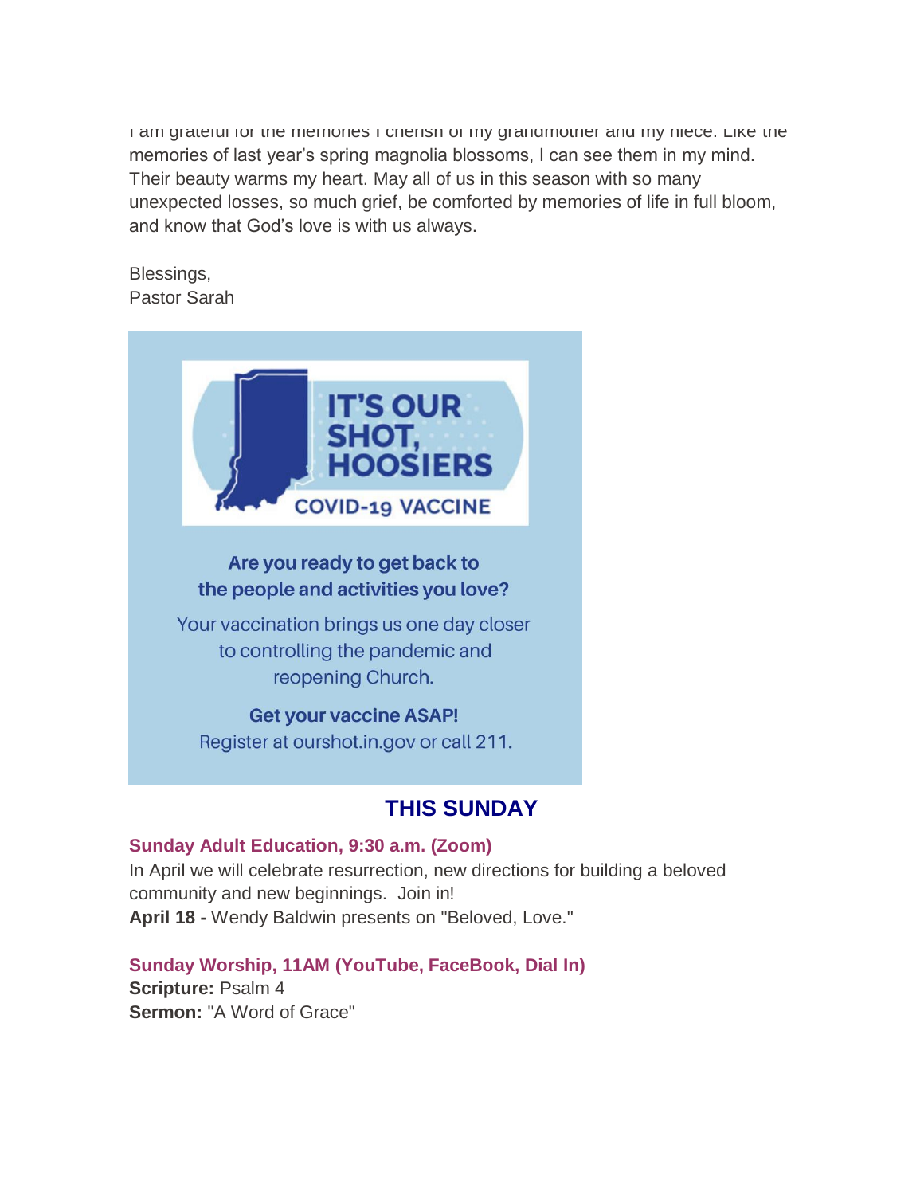I am grateful for the memories I cherish of my grandmother and my niece. Like the memories of last year's spring magnolia blossoms, I can see them in my mind. Their beauty warms my heart. May all of us in this season with so many unexpected losses, so much grief, be comforted by memories of life in full bloom, and know that God's love is with us always.

Blessings,
Pastor Sarah

IT'S OUR SHOT, HOOSIERS
COVID-19 VACCINE

**Are you ready to get back to the people and activities you love?**

Your vaccination brings us one day closer to controlling the pandemic and reopening Church.

**Get your vaccine ASAP!**
Register at ourshot.in.gov or call 211.

## THIS SUNDAY

### Sunday Adult Education, 9:30 a.m. (Zoom)

In April we will celebrate resurrection, new directions for building a beloved community and new beginnings. Join in!
**April 18 -** Wendy Baldwin presents on "Beloved, Love."

### Sunday Worship, 11AM (YouTube, FaceBook, Dial In)

**Scripture:** Psalm 4
**Sermon:** "A Word of Grace"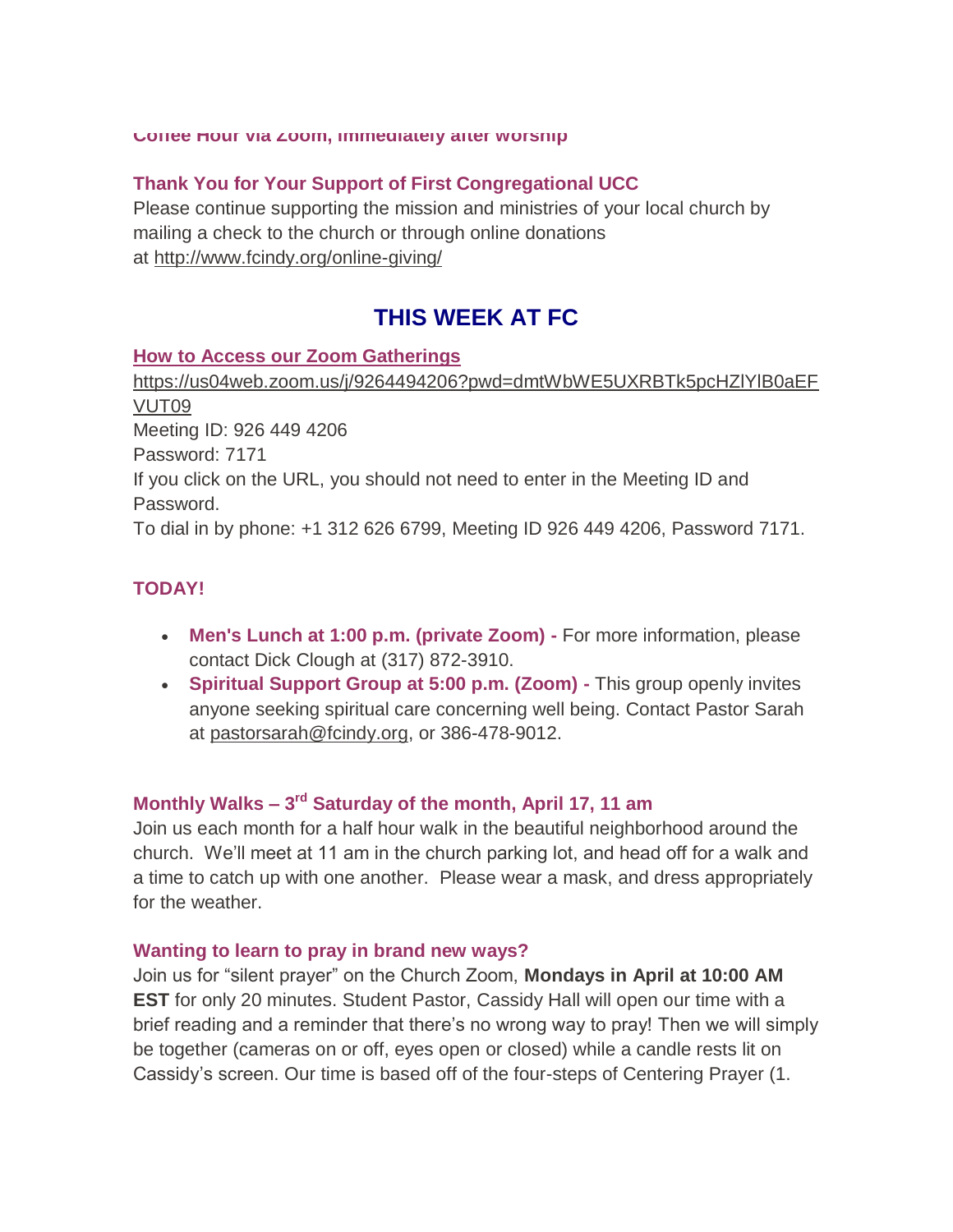**Coffee Hour via Zoom, immediately after worship**

**Thank You for Your Support of First Congregational UCC**

Please continue supporting the mission and ministries of your local church by mailing a check to the church or through online donations at http://www.fcindy.org/online-giving/

## THIS WEEK AT FC

**How to Access our Zoom Gatherings**

https://us04web.zoom.us/j/9264494206?pwd=dmtWbWE5UXRBTk5pcHZlYlB0aEFVUT09

Meeting ID: 926 449 4206

Password: 7171

If you click on the URL, you should not need to enter in the Meeting ID and Password.

To dial in by phone: +1 312 626 6799, Meeting ID 926 449 4206, Password 7171.

**TODAY!**

- **Men's Lunch at 1:00 p.m. (private Zoom) -** For more information, please contact Dick Clough at (317) 872-3910.
- **Spiritual Support Group at 5:00 p.m. (Zoom) -** This group openly invites anyone seeking spiritual care concerning well being. Contact Pastor Sarah at pastorsarah@fcindy.org, or 386-478-9012.

**Monthly Walks – 3rd Saturday of the month, April 17, 11 am**

Join us each month for a half hour walk in the beautiful neighborhood around the church. We'll meet at 11 am in the church parking lot, and head off for a walk and a time to catch up with one another. Please wear a mask, and dress appropriately for the weather.

**Wanting to learn to pray in brand new ways?**

Join us for "silent prayer" on the Church Zoom, **Mondays in April at 10:00 AM EST** for only 20 minutes. Student Pastor, Cassidy Hall will open our time with a brief reading and a reminder that there's no wrong way to pray! Then we will simply be together (cameras on or off, eyes open or closed) while a candle rests lit on Cassidy's screen. Our time is based off of the four-steps of Centering Prayer (1.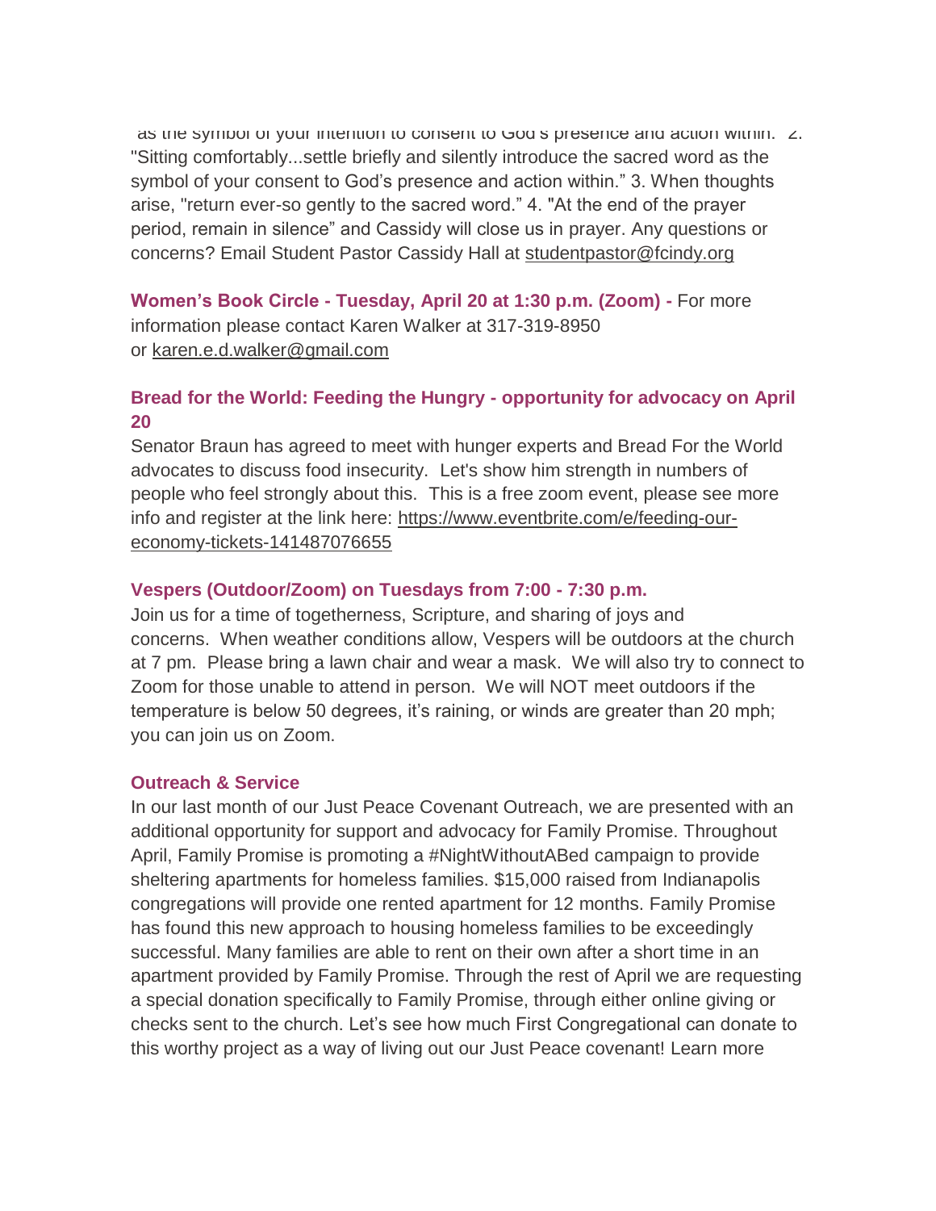as the symbol of your intention to consent to God's presence and action within." 2. "Sitting comfortably...settle briefly and silently introduce the sacred word as the symbol of your consent to God's presence and action within." 3. When thoughts arise, "return ever-so gently to the sacred word." 4. "At the end of the prayer period, remain in silence" and Cassidy will close us in prayer. Any questions or concerns? Email Student Pastor Cassidy Hall at studentpastor@fcindy.org

**Women's Book Circle - Tuesday, April 20 at 1:30 p.m. (Zoom) -** For more information please contact Karen Walker at 317-319-8950 or karen.e.d.walker@gmail.com

**Bread for the World: Feeding the Hungry - opportunity for advocacy on April 20**

Senator Braun has agreed to meet with hunger experts and Bread For the World advocates to discuss food insecurity. Let's show him strength in numbers of people who feel strongly about this. This is a free zoom event, please see more info and register at the link here: https://www.eventbrite.com/e/feeding-our-economy-tickets-141487076655

**Vespers (Outdoor/Zoom) on Tuesdays from 7:00 - 7:30 p.m.**

Join us for a time of togetherness, Scripture, and sharing of joys and concerns. When weather conditions allow, Vespers will be outdoors at the church at 7 pm. Please bring a lawn chair and wear a mask. We will also try to connect to Zoom for those unable to attend in person. We will NOT meet outdoors if the temperature is below 50 degrees, it's raining, or winds are greater than 20 mph; you can join us on Zoom.

**Outreach & Service**

In our last month of our Just Peace Covenant Outreach, we are presented with an additional opportunity for support and advocacy for Family Promise. Throughout April, Family Promise is promoting a #NightWithoutABed campaign to provide sheltering apartments for homeless families. $15,000 raised from Indianapolis congregations will provide one rented apartment for 12 months. Family Promise has found this new approach to housing homeless families to be exceedingly successful. Many families are able to rent on their own after a short time in an apartment provided by Family Promise. Through the rest of April we are requesting a special donation specifically to Family Promise, through either online giving or checks sent to the church. Let's see how much First Congregational can donate to this worthy project as a way of living out our Just Peace covenant! Learn more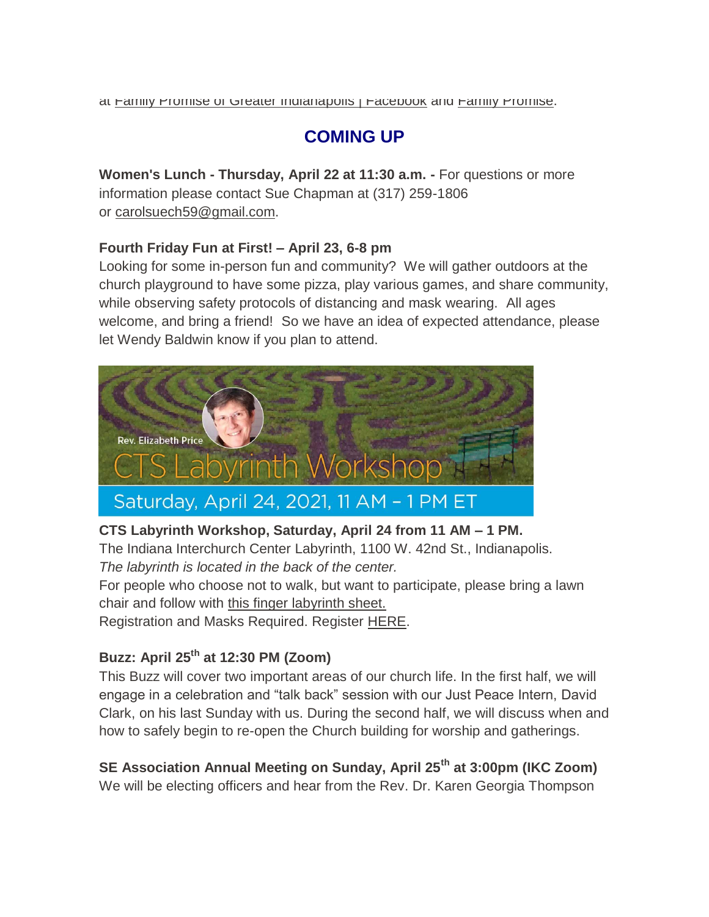at Family Promise of Greater Indianapolis | Facebook and Family Promise.

## COMING UP

**Women's Lunch - Thursday, April 22 at 11:30 a.m. -** For questions or more information please contact Sue Chapman at (317) 259-1806 or carolsuech59@gmail.com.

**Fourth Friday Fun at First! – April 23, 6-8 pm**
Looking for some in-person fun and community? We will gather outdoors at the church playground to have some pizza, play various games, and share community, while observing safety protocols of distancing and mask wearing. All ages welcome, and bring a friend! So we have an idea of expected attendance, please let Wendy Baldwin know if you plan to attend.

Rev. Elizabeth Price
CTS Labyrinth Workshop
Saturday, April 24, 2021, 11 AM – 1 PM ET

**CTS Labyrinth Workshop, Saturday, April 24 from 11 AM – 1 PM.**
The Indiana Interchurch Center Labyrinth, 1100 W. 42nd St., Indianapolis.
*The labyrinth is located in the back of the center.*
For people who choose not to walk, but want to participate, please bring a lawn chair and follow with this finger labyrinth sheet.
Registration and Masks Required. Register HERE.

**Buzz: April 25th at 12:30 PM (Zoom)**
This Buzz will cover two important areas of our church life. In the first half, we will engage in a celebration and "talk back" session with our Just Peace Intern, David Clark, on his last Sunday with us. During the second half, we will discuss when and how to safely begin to re-open the Church building for worship and gatherings.

**SE Association Annual Meeting on Sunday, April 25th at 3:00pm (IKC Zoom)**
We will be electing officers and hear from the Rev. Dr. Karen Georgia Thompson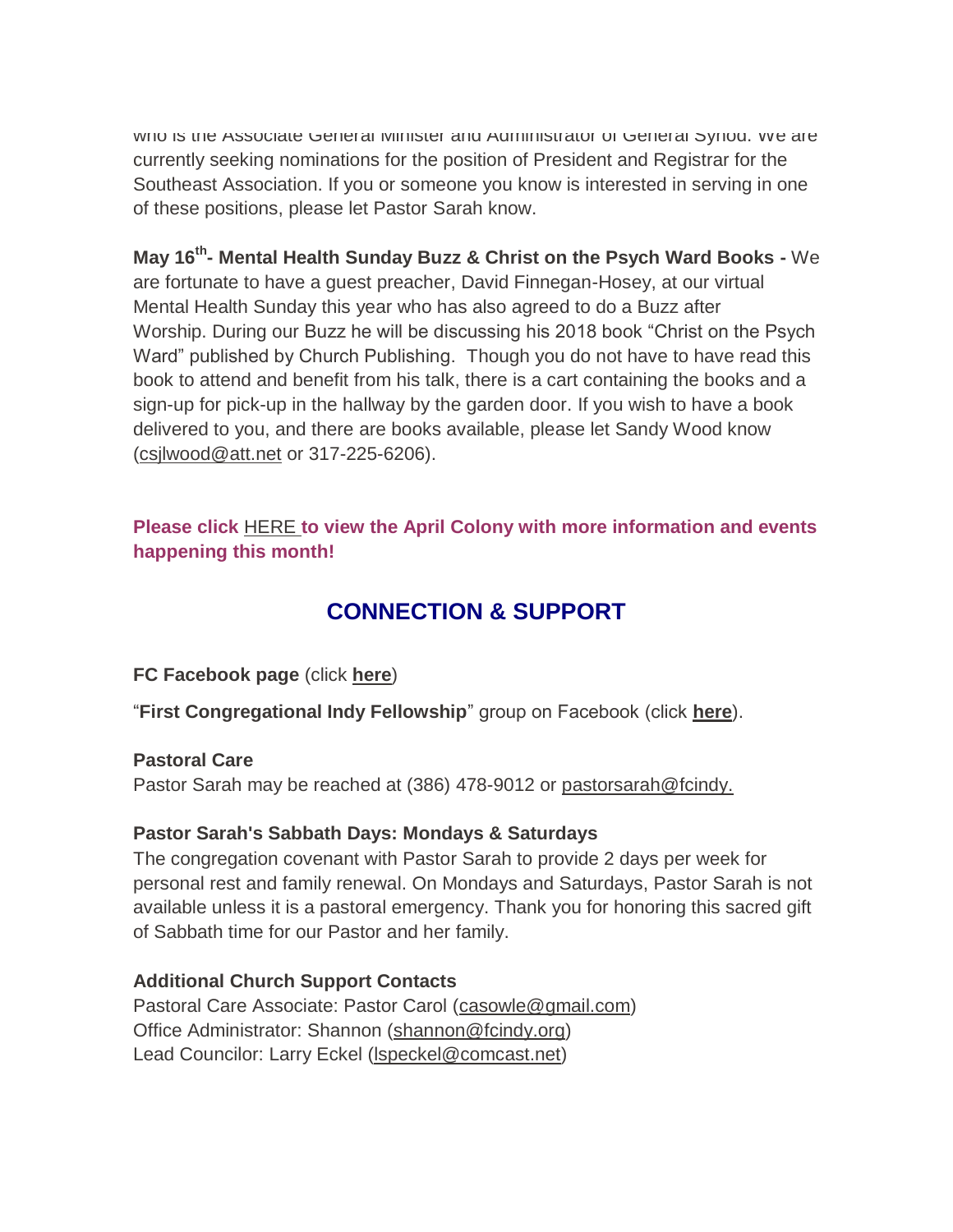who is the Associate General Minister and Administrator of General Synod. We are currently seeking nominations for the position of President and Registrar for the Southeast Association. If you or someone you know is interested in serving in one of these positions, please let Pastor Sarah know.

**May 16th- Mental Health Sunday Buzz & Christ on the Psych Ward Books -** We are fortunate to have a guest preacher, David Finnegan-Hosey, at our virtual Mental Health Sunday this year who has also agreed to do a Buzz after Worship. During our Buzz he will be discussing his 2018 book "Christ on the Psych Ward" published by Church Publishing. Though you do not have to have read this book to attend and benefit from his talk, there is a cart containing the books and a sign-up for pick-up in the hallway by the garden door. If you wish to have a book delivered to you, and there are books available, please let Sandy Wood know (csjlwood@att.net or 317-225-6206).

**Please click HERE to view the April Colony with more information and events happening this month!**

## CONNECTION & SUPPORT

**FC Facebook page** (click **here**)

"**First Congregational Indy Fellowship**" group on Facebook (click **here**).

**Pastoral Care**
Pastor Sarah may be reached at (386) 478-9012 or pastorsarah@fcindy.

**Pastor Sarah's Sabbath Days: Mondays & Saturdays**
The congregation covenant with Pastor Sarah to provide 2 days per week for personal rest and family renewal. On Mondays and Saturdays, Pastor Sarah is not available unless it is a pastoral emergency. Thank you for honoring this sacred gift of Sabbath time for our Pastor and her family.

**Additional Church Support Contacts**
Pastoral Care Associate: Pastor Carol (casowle@gmail.com)
Office Administrator: Shannon (shannon@fcindy.org)
Lead Councilor: Larry Eckel (lspeckel@comcast.net)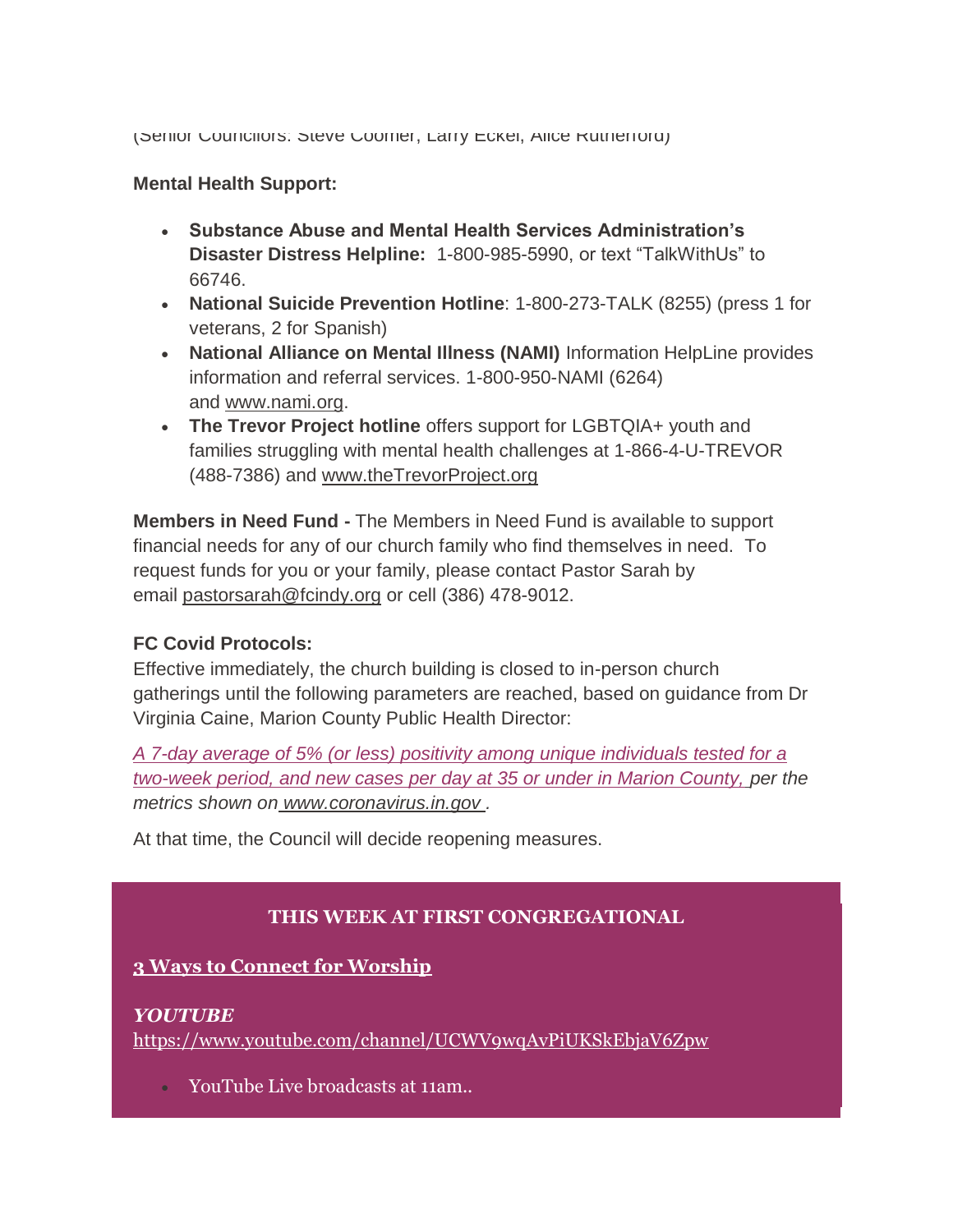(Senior Councilors: Steve Coomer, Larry Eckel, Alice Rutherford)

**Mental Health Support:**

- **Substance Abuse and Mental Health Services Administration's Disaster Distress Helpline:** 1-800-985-5990, or text "TalkWithUs" to 66746.
- **National Suicide Prevention Hotline**: 1-800-273-TALK (8255) (press 1 for veterans, 2 for Spanish)
- **National Alliance on Mental Illness (NAMI)** Information HelpLine provides information and referral services. 1-800-950-NAMI (6264) and www.nami.org.
- **The Trevor Project hotline** offers support for LGBTQIA+ youth and families struggling with mental health challenges at 1-866-4-U-TREVOR (488-7386) and www.theTrevorProject.org

**Members in Need Fund -** The Members in Need Fund is available to support financial needs for any of our church family who find themselves in need. To request funds for you or your family, please contact Pastor Sarah by email pastorsarah@fcindy.org or cell (386) 478-9012.

**FC Covid Protocols:**
Effective immediately, the church building is closed to in-person church gatherings until the following parameters are reached, based on guidance from Dr Virginia Caine, Marion County Public Health Director:

*A 7-day average of 5% (or less) positivity among unique individuals tested for a two-week period, and new cases per day at 35 or under in Marion County, per the metrics shown on www.coronavirus.in.gov .*

At that time, the Council will decide reopening measures.

## THIS WEEK AT FIRST CONGREGATIONAL

**3 Ways to Connect for Worship**

***YOUTUBE***
https://www.youtube.com/channel/UCWV9wqAvPiUKSkEbjaV6Zpw

- YouTube Live broadcasts at 11am..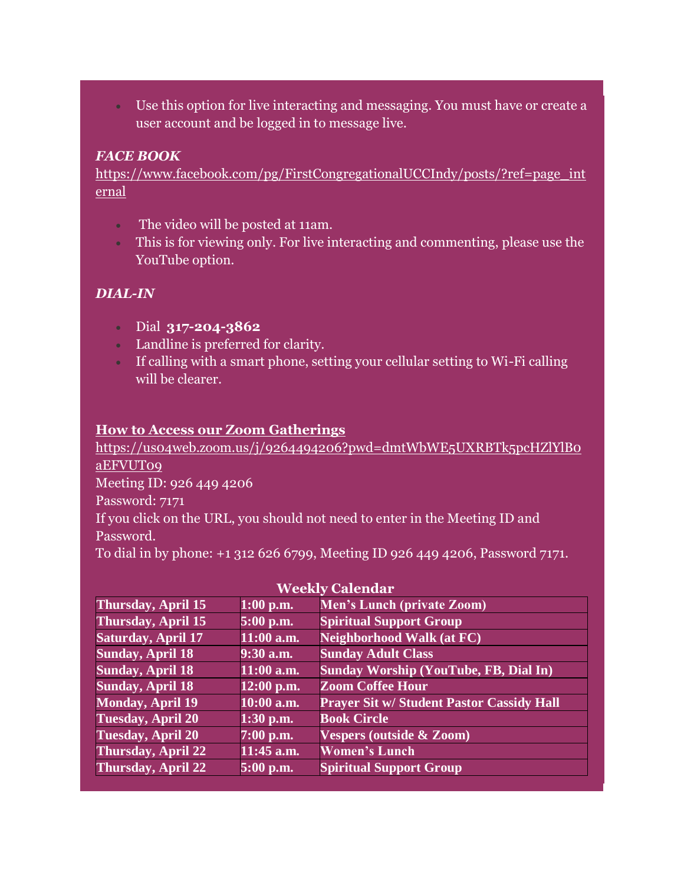- Use this option for live interacting and messaging. You must have or create a user account and be logged in to message live.

***FACE BOOK***

https://www.facebook.com/pg/FirstCongregationalUCCIndy/posts/?ref=page_internal

- The video will be posted at 11am.
- This is for viewing only. For live interacting and commenting, please use the YouTube option.

***DIAL-IN***

- Dial **317-204-3862**
- Landline is preferred for clarity.
- If calling with a smart phone, setting your cellular setting to Wi-Fi calling will be clearer.

**How to Access our Zoom Gatherings**

https://us04web.zoom.us/j/9264494206?pwd=dmtWbWE5UXRBTk5pcHZlYlB0aEFVUT09

Meeting ID: 926 449 4206

Password: 7171

If you click on the URL, you should not need to enter in the Meeting ID and Password.

To dial in by phone: +1 312 626 6799, Meeting ID 926 449 4206, Password 7171.

**Weekly Calendar**

| | | |
|---|---|---|
| **Thursday, April 15** | **1:00 p.m.** | **Men's Lunch (private Zoom)** |
| **Thursday, April 15** | **5:00 p.m.** | **Spiritual Support Group** |
| **Saturday, April 17** | **11:00 a.m.** | **Neighborhood Walk (at FC)** |
| **Sunday, April 18** | **9:30 a.m.** | **Sunday Adult Class** |
| **Sunday, April 18** | **11:00 a.m.** | **Sunday Worship (YouTube, FB, Dial In)** |
| **Sunday, April 18** | **12:00 p.m.** | **Zoom Coffee Hour** |
| **Monday, April 19** | **10:00 a.m.** | **Prayer Sit w/ Student Pastor Cassidy Hall** |
| **Tuesday, April 20** | **1:30 p.m.** | **Book Circle** |
| **Tuesday, April 20** | **7:00 p.m.** | **Vespers (outside & Zoom)** |
| **Thursday, April 22** | **11:45 a.m.** | **Women's Lunch** |
| **Thursday, April 22** | **5:00 p.m.** | **Spiritual Support Group** |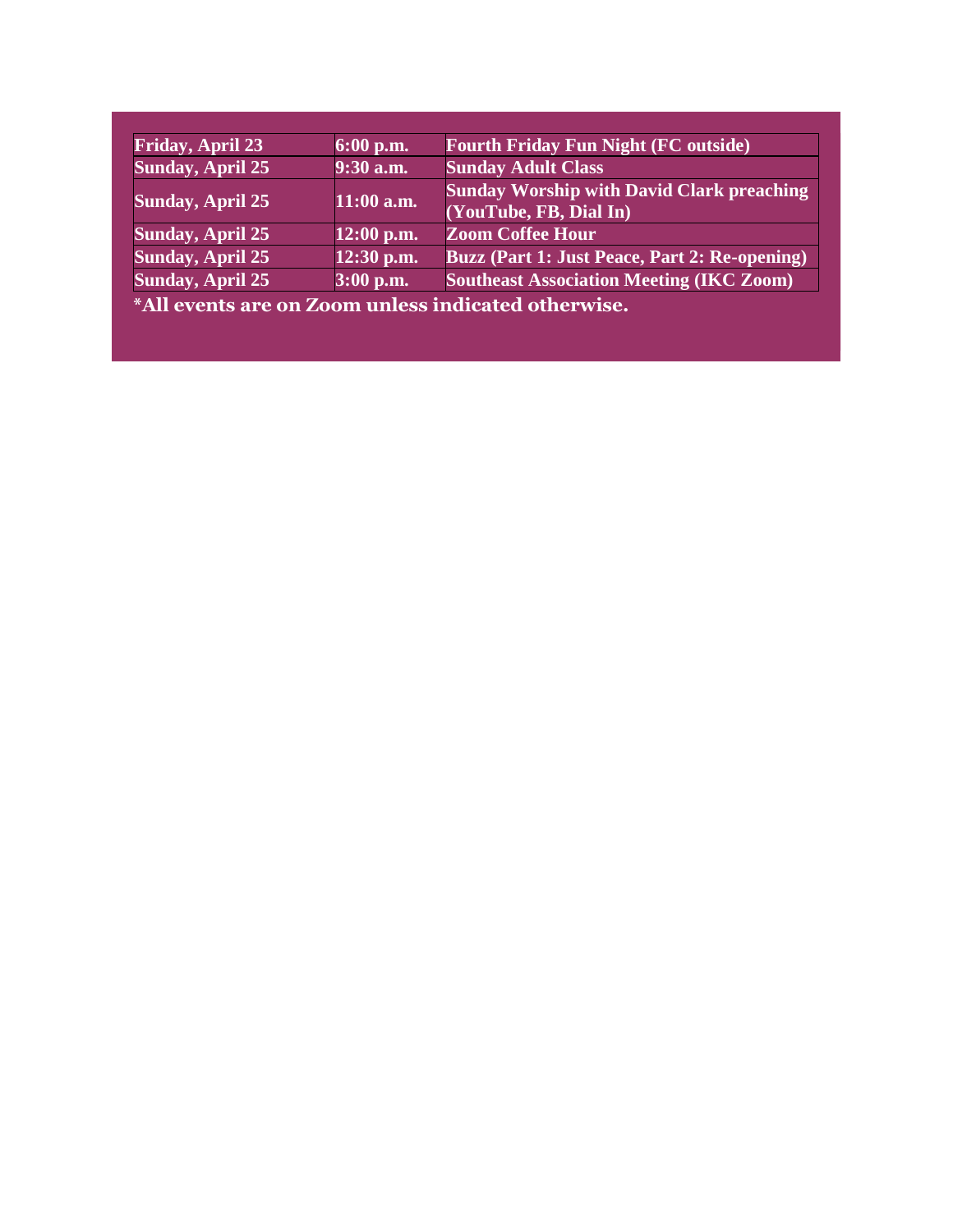| | | |
|---|---|---|
| **Friday, April 23** | **6:00 p.m.** | **Fourth Friday Fun Night (FC outside)** |
| **Sunday, April 25** | **9:30 a.m.** | **Sunday Adult Class** |
| **Sunday, April 25** | **11:00 a.m.** | **Sunday Worship with David Clark preaching (YouTube, FB, Dial In)** |
| **Sunday, April 25** | **12:00 p.m.** | **Zoom Coffee Hour** |
| **Sunday, April 25** | **12:30 p.m.** | **Buzz (Part 1: Just Peace, Part 2: Re-opening)** |
| **Sunday, April 25** | **3:00 p.m.** | **Southeast Association Meeting (IKC Zoom)** |

**\*All events are on Zoom unless indicated otherwise.**